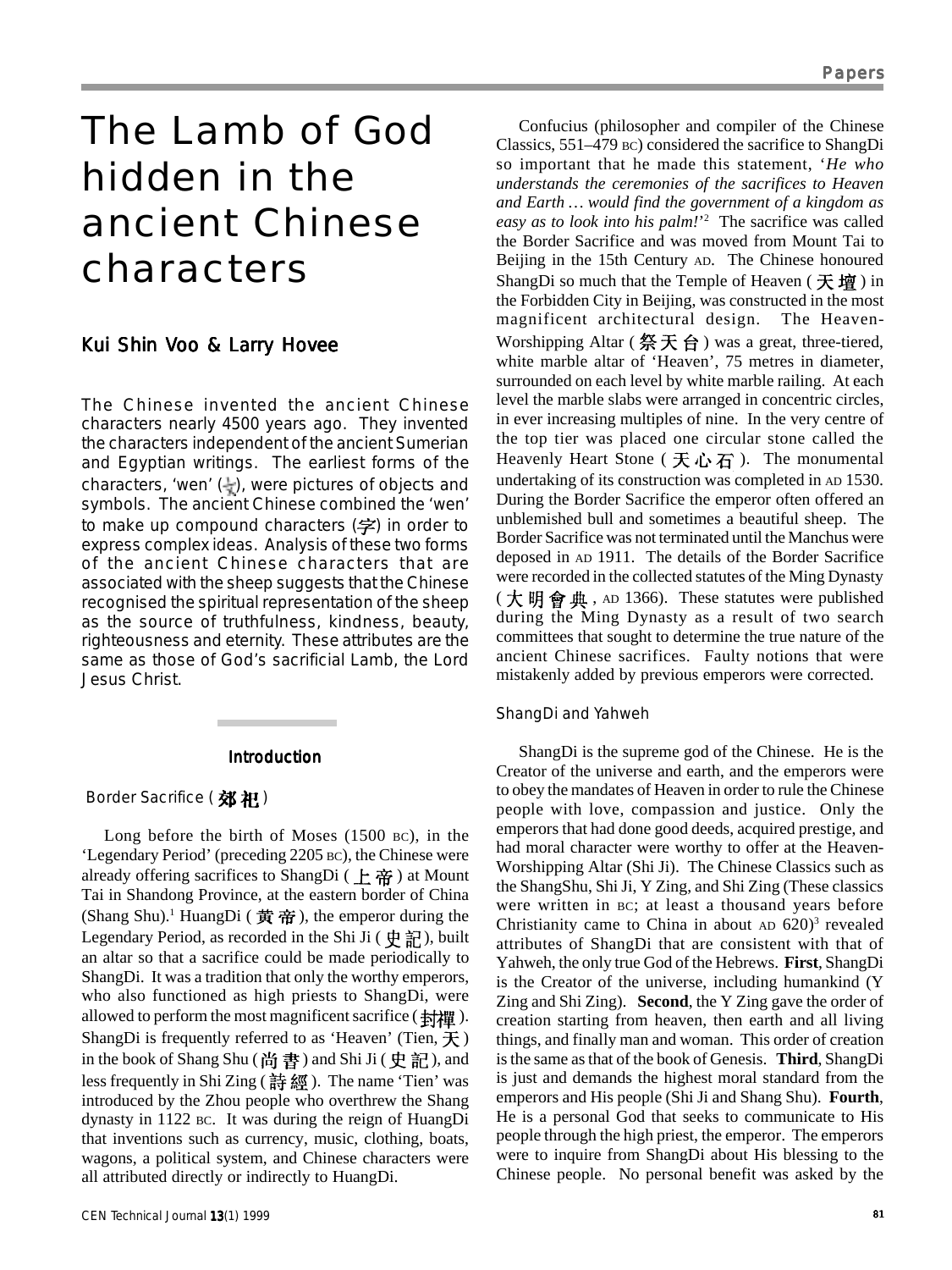# The Lamb of God hidden in the ancient Chinese characters

## Kui Shin Voo & Larry Hovee

The Chinese invented the ancient Chinese characters nearly 4500 years ago. They invented the characters independent of the ancient Sumerian and Egyptian writings. The earliest forms of the characters, 'wen' (文), were pictures of objects and symbols. The ancient Chinese combined the 'wen' to make up compound characters (字) in order to express complex ideas. Analysis of these two forms of the ancient Chinese characters that are associated with the sheep suggests that the Chinese recognised the spiritual representation of the sheep as the source of truthfulness, kindness, beauty, righteousness and eternity. These attributes are the same as those of God's sacrificial Lamb, the Lord Jesus Christ.

## Introduction

### Border Sacrifice (郊祀)

Long before the birth of Moses (1500 BC), in the 'Legendary Period' (preceding 2205 BC), the Chinese were already offering sacrifices to ShangDi (上帝) at Mount Tai in Shandong Province, at the eastern border of China (Shang Shu).[1] HuangDi (黄帝), the emperor during the Legendary Period, as recorded in the Shi Ji (史記), built an altar so that a sacrifice could be made periodically to ShangDi. It was a tradition that only the worthy emperors, who also functioned as high priests to ShangDi, were allowed to perform the most magnificent sacrifice (封禪). ShangDi is frequently referred to as 'Heaven' (Tien, 天) in the book of Shang Shu (尚書) and Shi Ji (史記), and less frequently in Shi Zing (詩經). The name 'Tien' was introduced by the Zhou people who overthrew the Shang dynasty in 1122 BC. It was during the reign of HuangDi that inventions such as currency, music, clothing, boats, wagons, a political system, and Chinese characters were all attributed directly or indirectly to HuangDi.

Confucius (philosopher and compiler of the Chinese Classics, 551–479 BC) considered the sacrifice to ShangDi so important that he made this statement, '*He who understands the ceremonies of the sacrifices to Heaven and Earth … would find the government of a kingdom as easy as to look into his palm!*'[2] The sacrifice was called the Border Sacrifice and was moved from Mount Tai to Beijing in the 15th Century AD. The Chinese honoured ShangDi so much that the Temple of Heaven (天壇) in the Forbidden City in Beijing, was constructed in the most magnificent architectural design. The Heaven-Worshipping Altar (祭天台) was a great, three-tiered, white marble altar of 'Heaven', 75 metres in diameter, surrounded on each level by white marble railing. At each level the marble slabs were arranged in concentric circles, in ever increasing multiples of nine. In the very centre of the top tier was placed one circular stone called the Heavenly Heart Stone (天心石). The monumental undertaking of its construction was completed in AD 1530. During the Border Sacrifice the emperor often offered an unblemished bull and sometimes a beautiful sheep. The Border Sacrifice was not terminated until the Manchus were deposed in AD 1911. The details of the Border Sacrifice were recorded in the collected statutes of the Ming Dynasty (大明會典, AD 1366). These statutes were published during the Ming Dynasty as a result of two search committees that sought to determine the true nature of the ancient Chinese sacrifices. Faulty notions that were mistakenly added by previous emperors were corrected.

### ShangDi and Yahweh

ShangDi is the supreme god of the Chinese. He is the Creator of the universe and earth, and the emperors were to obey the mandates of Heaven in order to rule the Chinese people with love, compassion and justice. Only the emperors that had done good deeds, acquired prestige, and had moral character were worthy to offer at the Heaven-Worshipping Altar (Shi Ji). The Chinese Classics such as the ShangShu, Shi Ji, Y Zing, and Shi Zing (These classics were written in BC; at least a thousand years before Christianity came to China in about AD 620)[3] revealed attributes of ShangDi that are consistent with that of Yahweh, the only true God of the Hebrews. **First**, ShangDi is the Creator of the universe, including humankind (Y Zing and Shi Zing). **Second**, the Y Zing gave the order of creation starting from heaven, then earth and all living things, and finally man and woman. This order of creation is the same as that of the book of Genesis. **Third**, ShangDi is just and demands the highest moral standard from the emperors and His people (Shi Ji and Shang Shu). **Fourth**, He is a personal God that seeks to communicate to His people through the high priest, the emperor. The emperors were to inquire from ShangDi about His blessing to the Chinese people. No personal benefit was asked by the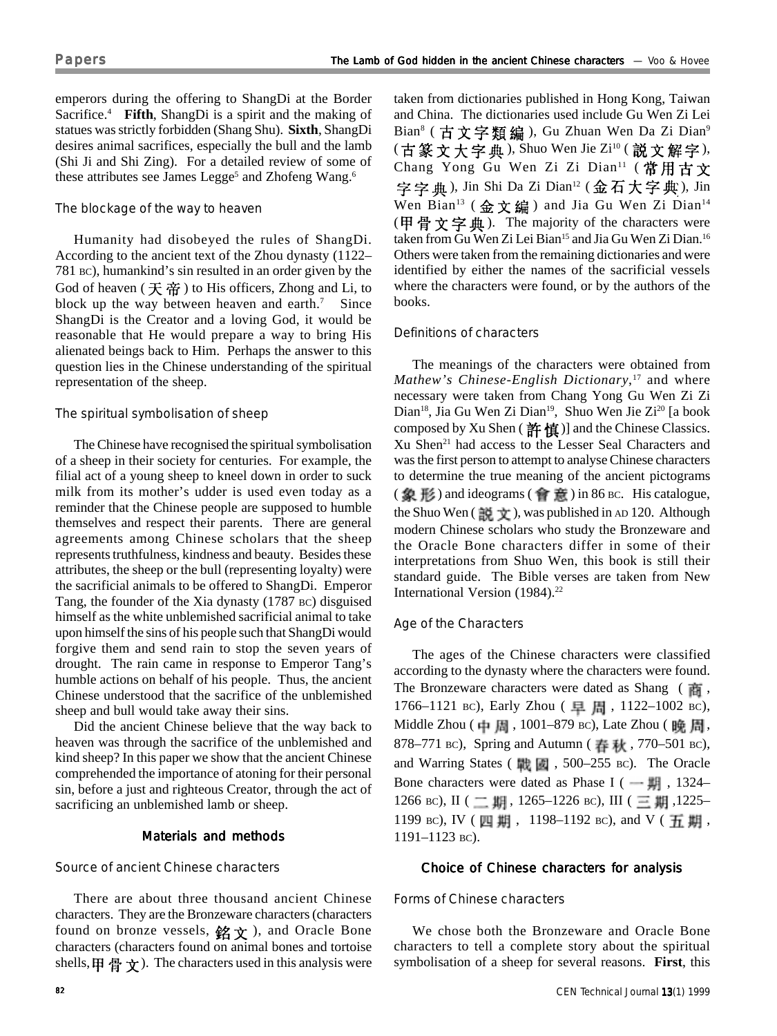emperors during the offering to ShangDi at the Border Sacrifice.[4] **Fifth**, ShangDi is a spirit and the making of statues was strictly forbidden (Shang Shu). **Sixth**, ShangDi desires animal sacrifices, especially the bull and the lamb (Shi Ji and Shi Zing). For a detailed review of some of these attributes see James Legge[5] and Zhofeng Wang.[6]

### The blockage of the way to heaven

Humanity had disobeyed the rules of ShangDi. According to the ancient text of the Zhou dynasty (1122–781 BC), humankind's sin resulted in an order given by the God of heaven (天帝) to His officers, Zhong and Li, to block up the way between heaven and earth.[7] Since ShangDi is the Creator and a loving God, it would be reasonable that He would prepare a way to bring His alienated beings back to Him. Perhaps the answer to this question lies in the Chinese understanding of the spiritual representation of the sheep.

### The spiritual symbolisation of sheep

The Chinese have recognised the spiritual symbolisation of a sheep in their society for centuries. For example, the filial act of a young sheep to kneel down in order to suck milk from its mother's udder is used even today as a reminder that the Chinese people are supposed to humble themselves and respect their parents. There are general agreements among Chinese scholars that the sheep represents truthfulness, kindness and beauty. Besides these attributes, the sheep or the bull (representing loyalty) were the sacrificial animals to be offered to ShangDi. Emperor Tang, the founder of the Xia dynasty (1787 BC) disguised himself as the white unblemished sacrificial animal to take upon himself the sins of his people such that ShangDi would forgive them and send rain to stop the seven years of drought. The rain came in response to Emperor Tang's humble actions on behalf of his people. Thus, the ancient Chinese understood that the sacrifice of the unblemished sheep and bull would take away their sins.

Did the ancient Chinese believe that the way back to heaven was through the sacrifice of the unblemished and kind sheep? In this paper we show that the ancient Chinese comprehended the importance of atoning for their personal sin, before a just and righteous Creator, through the act of sacrificing an unblemished lamb or sheep.

## Materials and methods

### Source of ancient Chinese characters

There are about three thousand ancient Chinese characters. They are the Bronzeware characters (characters found on bronze vessels, 銘文), and Oracle Bone characters (characters found on animal bones and tortoise shells, 甲骨文). The characters used in this analysis were taken from dictionaries published in Hong Kong, Taiwan and China. The dictionaries used include Gu Wen Zi Lei Bian[8] (古文字類編), Gu Zhuan Wen Da Zi Dian[9] (古篆文大字典), Shuo Wen Jie Zi[10] (說文解字), Chang Yong Gu Wen Zi Zi Dian[11] (常用古文字字典), Jin Shi Da Zi Dian[12] (金石大字典), Jin Wen Bian[13] (金文編) and Jia Gu Wen Zi Dian[14] (甲骨文字典). The majority of the characters were taken from Gu Wen Zi Lei Bian[15] and Jia Gu Wen Zi Dian.[16] Others were taken from the remaining dictionaries and were identified by either the names of the sacrificial vessels where the characters were found, or by the authors of the books.

### Definitions of characters

The meanings of the characters were obtained from *Mathew's Chinese-English Dictionary*,[17] and where necessary were taken from Chang Yong Gu Wen Zi Zi Dian[18], Jia Gu Wen Zi Dian[19], Shuo Wen Jie Zi[20] [a book composed by Xu Shen (許慎)] and the Chinese Classics. Xu Shen[21] had access to the Lesser Seal Characters and was the first person to attempt to analyse Chinese characters to determine the true meaning of the ancient pictograms (象形) and ideograms (會意) in 86 BC. His catalogue, the Shuo Wen (說文), was published in AD 120. Although modern Chinese scholars who study the Bronzeware and the Oracle Bone characters differ in some of their interpretations from Shuo Wen, this book is still their standard guide. The Bible verses are taken from New International Version (1984).[22]

### Age of the Characters

The ages of the Chinese characters were classified according to the dynasty where the characters were found. The Bronzeware characters were dated as Shang (商, 1766–1121 BC), Early Zhou (早周, 1122–1002 BC), Middle Zhou (中周, 1001–879 BC), Late Zhou (晚周, 878–771 BC), Spring and Autumn (春秋, 770–501 BC), and Warring States (戰國, 500–255 BC). The Oracle Bone characters were dated as Phase I (一期, 1324–1266 BC), II (二期, 1265–1226 BC), III (三期, 1225–1199 BC), IV (四期, 1198–1192 BC), and V (五期, 1191–1123 BC).

## Choice of Chinese characters for analysis

### Forms of Chinese characters

We chose both the Bronzeware and Oracle Bone characters to tell a complete story about the spiritual symbolisation of a sheep for several reasons. **First**, this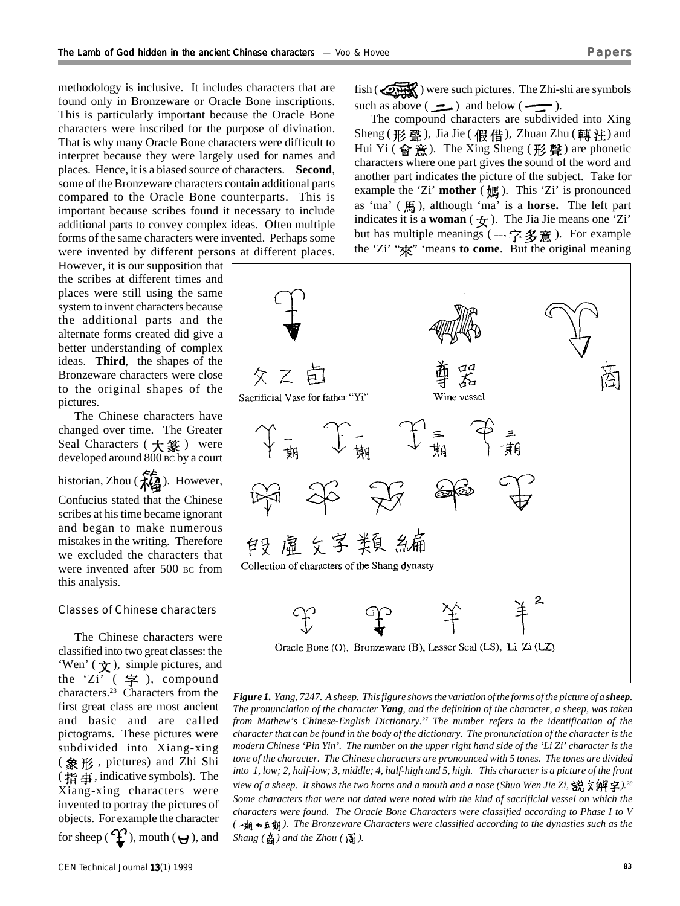methodology is inclusive. It includes characters that are found only in Bronzeware or Oracle Bone inscriptions. This is particularly important because the Oracle Bone characters were inscribed for the purpose of divination. That is why many Oracle Bone characters were difficult to interpret because they were largely used for names and places. Hence, it is a biased source of characters. **Second**, some of the Bronzeware characters contain additional parts compared to the Oracle Bone counterparts. This is important because scribes found it necessary to include additional parts to convey complex ideas. Often multiple forms of the same characters were invented. Perhaps some were invented by different persons at different places. However, it is our supposition that the scribes at different times and places were still using the same system to invent characters because the additional parts and the alternate forms created did give a better understanding of complex ideas. **Third**, the shapes of the Bronzeware characters were close to the original shapes of the pictures.

The Chinese characters have changed over time. The Greater Seal Characters (大篆) were developed around 800 BC by a court historian, Zhou (籀). However, Confucius stated that the Chinese scribes at his time became ignorant and began to make numerous mistakes in the writing. Therefore we excluded the characters that were invented after 500 BC from this analysis.

## Classes of Chinese characters

The Chinese characters were classified into two great classes: the 'Wen' (文), simple pictures, and the 'Zi' (字), compound characters.[23] Characters from the first great class are most ancient and basic and are called pictograms. These pictures were subdivided into Xiang-xing (象形, pictures) and Zhi Shi (指事, indicative symbols). The Xiang-xing characters were invented to portray the pictures of objects. For example the character for sheep (羊), mouth (口), and fish (魚) were such pictures. The Zhi-shi are symbols such as above (二) and below (一).

The compound characters are subdivided into Xing Sheng (形聲), Jia Jie (假借), Zhuan Zhu (轉注) and Hui Yi (會意). The Xing Sheng (形聲) are phonetic characters where one part gives the sound of the word and another part indicates the picture of the subject. Take for example the 'Zi' **mother** (媽). This 'Zi' is pronounced as 'ma' (馬), although 'ma' is a **horse.** The left part indicates it is a **woman** (女). The Jia Jie means one 'Zi' but has multiple meanings (一字多意). For example the 'Zi' "來" 'means **to come**. But the original meaning

文乙卣

Sacrificial Vase for father "Yi"

尊器

Wine vessel

商

一期 一期 三期 三期

殷虛文字類編

Collection of characters of the Shang dynasty

羊 2

Oracle Bone (O), Bronzeware (B), Lesser Seal (LS), Li Zi (LZ)

***Figure 1.*** *Yang, 7247. A sheep. This figure shows the variation of the forms of the picture of a **sheep**. The pronunciation of the character **Yang**, and the definition of the character, a sheep, was taken from Mathew's Chinese-English Dictionary.[27] The number refers to the identification of the character that can be found in the body of the dictionary. The pronunciation of the character is the modern Chinese 'Pin Yin'. The number on the upper right hand side of the 'Li Zi' character is the tone of the character. The Chinese characters are pronounced with 5 tones. The tones are divided into 1, low; 2, half-low; 3, middle; 4, half-high and 5, high. This character is a picture of the front view of a sheep. It shows the two horns and a mouth and a nose (Shuo Wen Jie Zi, 說文解字).[28] Some characters that were not dated were noted with the kind of sacrificial vessel on which the characters were found. The Oracle Bone Characters were classified according to Phase I to V (一期 to 五期). The Bronzeware Characters were classified according to the dynasties such as the Shang (商) and the Zhou (周).*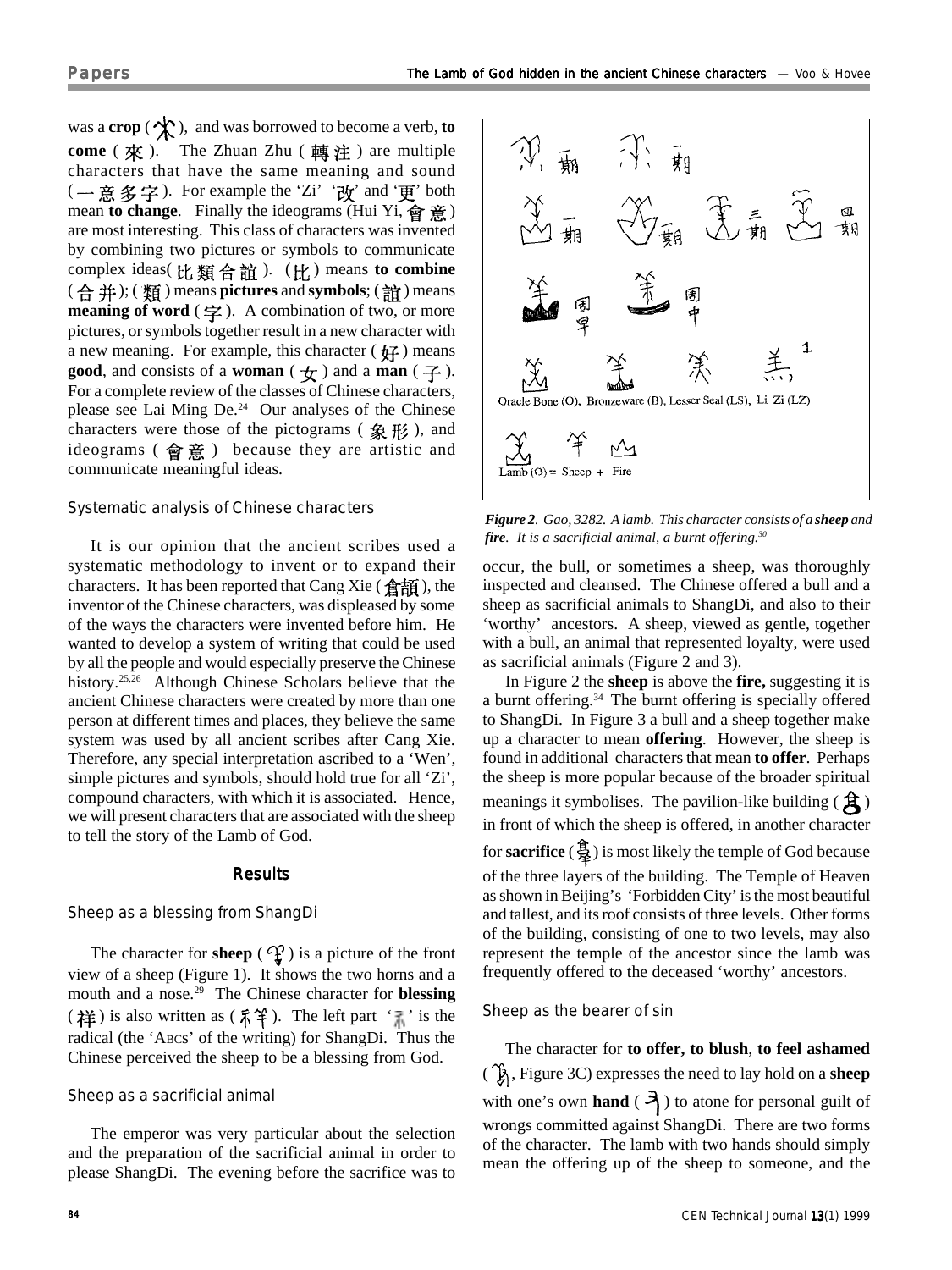was a **crop** (来), and was borrowed to become a verb, **to come** (來). The Zhuan Zhu (轉注) are multiple characters that have the same meaning and sound (一意多字). For example the 'Zi' '改' and '更' both mean **to change**. Finally the ideograms (Hui Yi, 會意) are most interesting. This class of characters was invented by combining two pictures or symbols to communicate complex ideas(比類合誼). (比) means **to combine** (合并); (類) means **pictures** and **symbols**; (誼) means **meaning of word** (字). A combination of two, or more pictures, or symbols together result in a new character with a new meaning. For example, this character (好) means **good**, and consists of a **woman** (女) and a **man** (子). For a complete review of the classes of Chinese characters, please see Lai Ming De.[24] Our analyses of the Chinese characters were those of the pictograms (象形), and ideograms (會意) because they are artistic and communicate meaningful ideas.

### Systematic analysis of Chinese characters

It is our opinion that the ancient scribes used a systematic methodology to invent or to expand their characters. It has been reported that Cang Xie (倉頡), the inventor of the Chinese characters, was displeased by some of the ways the characters were invented before him. He wanted to develop a system of writing that could be used by all the people and would especially preserve the Chinese history.[25,26] Although Chinese Scholars believe that the ancient Chinese characters were created by more than one person at different times and places, they believe the same system was used by all ancient scribes after Cang Xie. Therefore, any special interpretation ascribed to a 'Wen', simple pictures and symbols, should hold true for all 'Zi', compound characters, with which it is associated. Hence, we will present characters that are associated with the sheep to tell the story of the Lamb of God.

## Results

### Sheep as a blessing from ShangDi

The character for **sheep** (羊) is a picture of the front view of a sheep (Figure 1). It shows the two horns and a mouth and a nose.[29] The Chinese character for **blessing** (祥) is also written as (示羊). The left part '示' is the radical (the 'ABCs' of the writing) for ShangDi. Thus the Chinese perceived the sheep to be a blessing from God.

### Sheep as a sacrificial animal

The emperor was very particular about the selection and the preparation of the sacrificial animal in order to please ShangDi. The evening before the sacrifice was to

一期 二期 一期 二期 三期 四期

周早 周中

1

Oracle Bone (O), Bronzeware (B), Lesser Seal (LS), Li Zi (LZ)

Lamb (O) = Sheep + Fire

*Figure 2. Gao, 3282. A lamb. This character consists of a* ***sheep*** *and* ***fire****. It is a sacrificial animal, a burnt offering.*[30]

occur, the bull, or sometimes a sheep, was thoroughly inspected and cleansed. The Chinese offered a bull and a sheep as sacrificial animals to ShangDi, and also to their 'worthy' ancestors. A sheep, viewed as gentle, together with a bull, an animal that represented loyalty, were used as sacrificial animals (Figure 2 and 3).

In Figure 2 the **sheep** is above the **fire,** suggesting it is a burnt offering.[34] The burnt offering is specially offered to ShangDi. In Figure 3 a bull and a sheep together make up a character to mean **offering**. However, the sheep is found in additional characters that mean **to offer**. Perhaps the sheep is more popular because of the broader spiritual meanings it symbolises. The pavilion-like building (亯) in front of which the sheep is offered, in another character for **sacrifice** (亯羊) is most likely the temple of God because of the three layers of the building. The Temple of Heaven as shown in Beijing's 'Forbidden City' is the most beautiful and tallest, and its roof consists of three levels. Other forms of the building, consisting of one to two levels, may also represent the temple of the ancestor since the lamb was frequently offered to the deceased 'worthy' ancestors.

### Sheep as the bearer of sin

The character for **to offer, to blush**, **to feel ashamed** (羞, Figure 3C) expresses the need to lay hold on a **sheep** with one's own **hand** (又) to atone for personal guilt of wrongs committed against ShangDi. There are two forms of the character. The lamb with two hands should simply mean the offering up of the sheep to someone, and the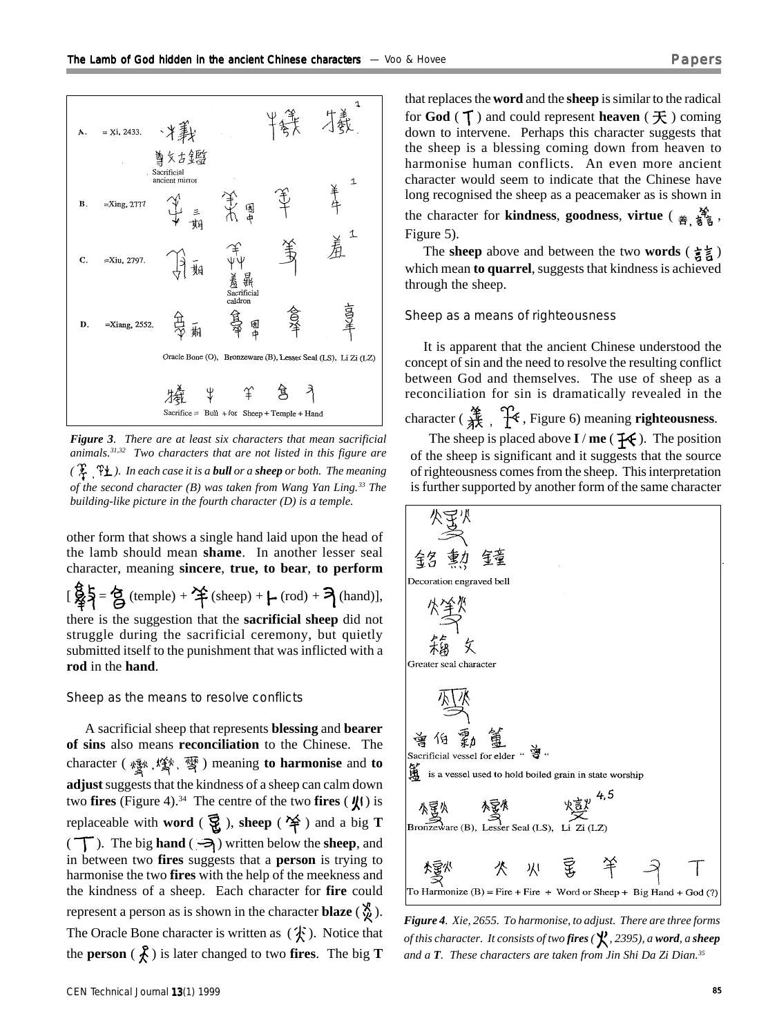A. = Xi, 2433.

Sacrificial ancient mirror

B. =Xing, 2777

C. =Xiu, 2797.

Sacrificial caldron

D. =Xiang, 2552.

Oracle Bone (O), Bronzeware (B), Lesser Seal (LS), Li Zi (LZ)

Sacrifice = Bull + /or Sheep + Temple + Hand

*Figure 3. There are at least six characters that mean sacrificial animals.[31,32] Two characters that are not listed in this figure are ( , ). In each case it is a **bull** or a **sheep** or both. The meaning of the second character (B) was taken from Wang Yan Ling.[33] The building-like picture in the fourth character (D) is a temple.*

other form that shows a single hand laid upon the head of the lamb should mean **shame**. In another lesser seal character, meaning **sincere**, **true, to bear**, **to perform** [ = (temple) + (sheep) + (rod) + (hand)], there is the suggestion that the **sacrificial sheep** did not struggle during the sacrificial ceremony, but quietly submitted itself to the punishment that was inflicted with a **rod** in the **hand**.

## Sheep as the means to resolve conflicts

A sacrificial sheep that represents **blessing** and **bearer of sins** also means **reconciliation** to the Chinese. The character ( , , ) meaning **to harmonise** and **to adjust** suggests that the kindness of a sheep can calm down two **fires** (Figure 4).[34] The centre of the two **fires** ( ) is replaceable with **word** ( ), **sheep** ( ) and a big **T** ( ). The big **hand** ( ) written below the **sheep**, and in between two **fires** suggests that a **person** is trying to harmonise the two **fires** with the help of the meekness and the kindness of a sheep. Each character for **fire** could represent a person as is shown in the character **blaze** ( ). The Oracle Bone character is written as ( ). Notice that the **person** ( ) is later changed to two **fires**. The big **T** that replaces the **word** and the **sheep** is similar to the radical for **God** ( ) and could represent **heaven** ( 天 ) coming down to intervene. Perhaps this character suggests that the sheep is a blessing coming down from heaven to harmonise human conflicts. An even more ancient character would seem to indicate that the Chinese have long recognised the sheep as a peacemaker as is shown in the character for **kindness**, **goodness**, **virtue** ( 善, , Figure 5).

The **sheep** above and between the two **words** ( 言言 ) which mean **to quarrel**, suggests that kindness is achieved through the sheep.

## Sheep as a means of righteousness

It is apparent that the ancient Chinese understood the concept of sin and the need to resolve the resulting conflict between God and themselves. The use of sheep as a reconciliation for sin is dramatically revealed in the character ( 義 , , Figure 6) meaning **righteousness**.

The sheep is placed above **I** / **me** ( ). The position of the sheep is significant and it suggests that the source of righteousness comes from the sheep. This interpretation is further supported by another form of the same character

Decoration engraved bell

Greater seal character

Sacrificial vessel for elder " "

is a vessel used to hold boiled grain in state worship

Bronzeware (B), Lesser Seal (LS), Li Zi (LZ)

To Harmonize (B) = Fire + Fire + Word or Sheep + Big Hand + God (?)

*Figure 4. Xie, 2655. To harmonise, to adjust. There are three forms of this character. It consists of two **fires** ( , 2395), a **word**, a **sheep** and a **T**. These characters are taken from Jin Shi Da Zi Dian.[35]*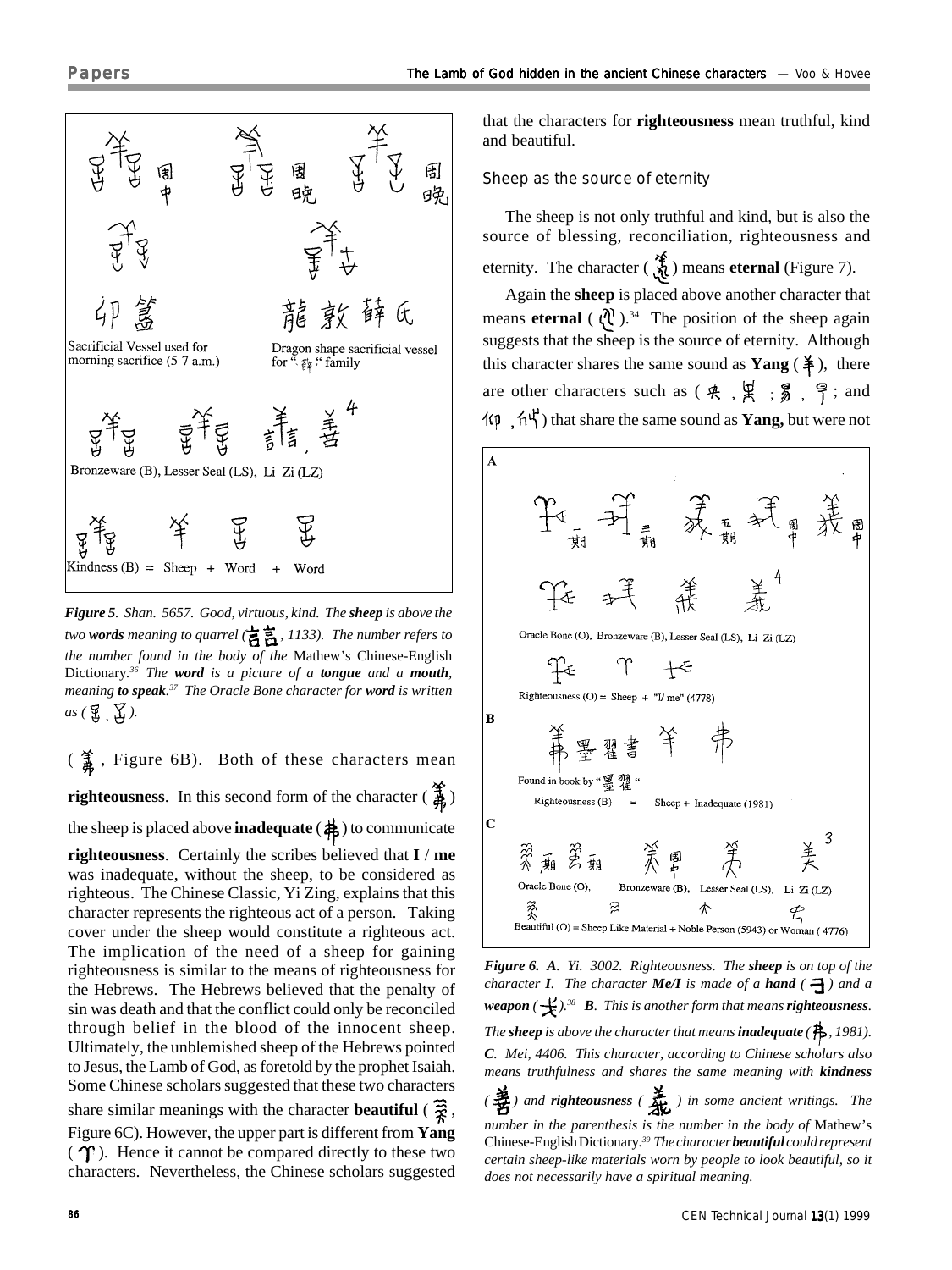Sacrificial Vessel used for morning sacrifice (5-7 a.m.)

Dragon shape sacrificial vessel for "薛" family

Bronzeware (B), Lesser Seal (LS), Li Zi (LZ)

Kindness (B) = Sheep + Word + Word

***Figure 5**. Shan. 5657. Good, virtuous, kind. The **sheep** is above the two **words** meaning to quarrel (***言言***, 1133). The number refers to the number found in the body of the* Mathew's Chinese-English Dictionary.[36] *The **word** is a picture of a **tongue** and a **mouth**, meaning **to speak**.[37] The Oracle Bone character for **word** is written as ( , ).*

( , Figure 6B). Both of these characters mean **righteousness**. In this second form of the character ( ) the sheep is placed above **inadequate** ( ) to communicate **righteousness**. Certainly the scribes believed that **I** / **me** was inadequate, without the sheep, to be considered as righteous. The Chinese Classic, Yi Zing, explains that this character represents the righteous act of a person. Taking cover under the sheep would constitute a righteous act. The implication of the need of a sheep for gaining righteousness is similar to the means of righteousness for the Hebrews. The Hebrews believed that the penalty of sin was death and that the conflict could only be reconciled through belief in the blood of the innocent sheep. Ultimately, the unblemished sheep of the Hebrews pointed to Jesus, the Lamb of God, as foretold by the prophet Isaiah. Some Chinese scholars suggested that these two characters share similar meanings with the character **beautiful** ( , Figure 6C). However, the upper part is different from **Yang** ( ). Hence it cannot be compared directly to these two characters. Nevertheless, the Chinese scholars suggested that the characters for **righteousness** mean truthful, kind and beautiful.

## Sheep as the source of eternity

The sheep is not only truthful and kind, but is also the source of blessing, reconciliation, righteousness and eternity. The character ( ) means **eternal** (Figure 7).

Again the **sheep** is placed above another character that means **eternal** ( ).[34] The position of the sheep again suggests that the sheep is the source of eternity. Although this character shares the same sound as **Yang** ( 羊 ), there are other characters such as ( 央 , 㫈 ; 昜 , 孚 ; and 仰 , 㣎 ) that share the same sound as **Yang,** but were not

**A**

Oracle Bone (O), Bronzeware (B), Lesser Seal (LS), Li Zi (LZ)

Righteousness (O) = Sheep + "I/ me" (4778)

**B**

Found in book by "墨翟"

Righteousness (B) = Sheep + Inadequate (1981)

**C**

Oracle Bone (O), Bronzeware (B), Lesser Seal (LS), Li Zi (LZ)

Beautiful (O) = Sheep Like Material + Noble Person (5943) or Woman ( 4776)

***Figure 6. A**. Yi. 3002. Righteousness. The **sheep** is on top of the character **I**. The character **Me/I** is made of a **hand** ( ) and a **weapon** ( ).[38] **B**. This is another form that means **righteousness**. The **sheep** is above the character that means **inadequate** ( , 1981). **C**. Mei, 4406. This character, according to Chinese scholars also means truthfulness and shares the same meaning with **kindness** ( 善 ) and **righteousness** ( 義 ) in some ancient writings. The number in the parenthesis is the number in the body of* Mathew's Chinese-English Dictionary.[39] *The character **beautiful** could represent certain sheep-like materials worn by people to look beautiful, so it does not necessarily have a spiritual meaning.*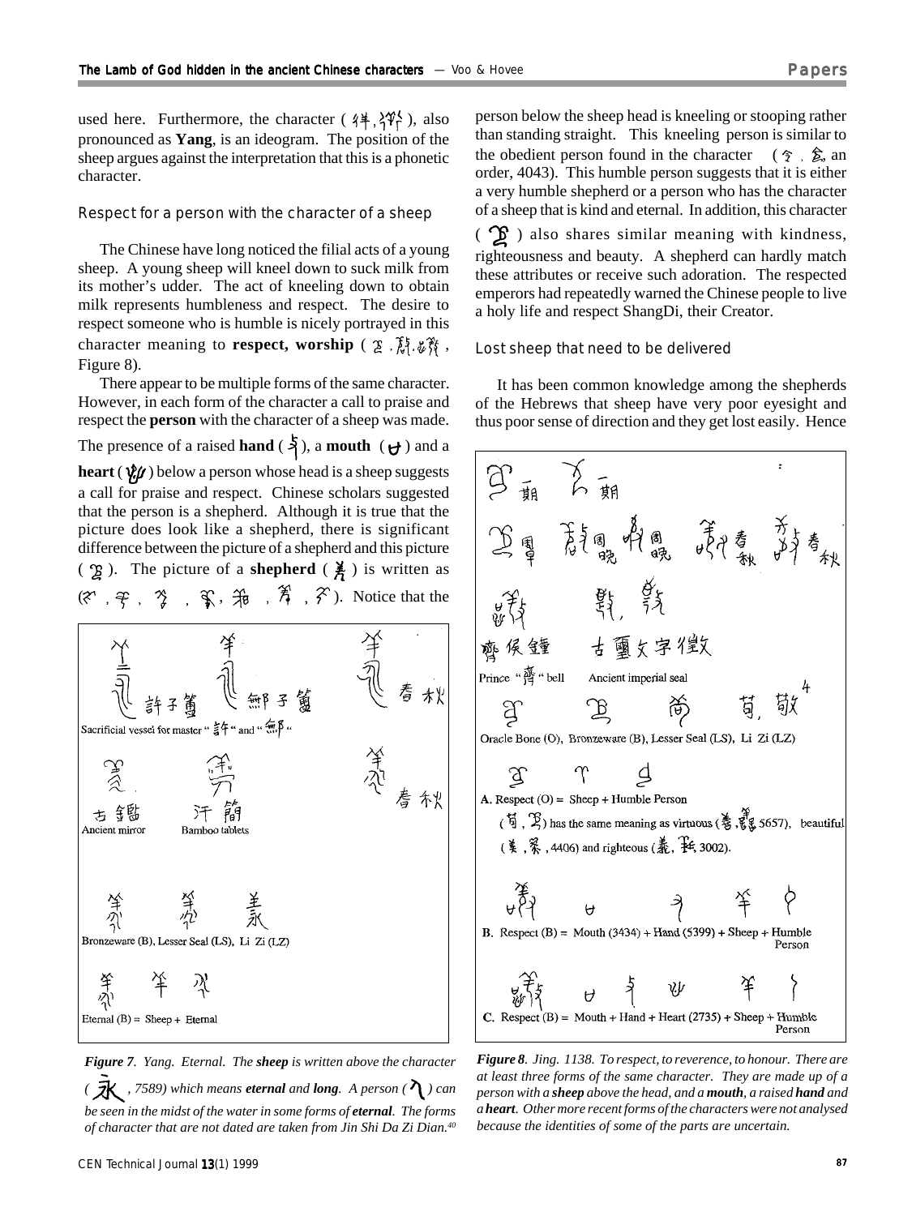used here. Furthermore, the character (徉, 𢓜), also pronounced as **Yang**, is an ideogram. The position of the sheep argues against the interpretation that this is a phonetic character.

### Respect for a person with the character of a sheep

The Chinese have long noticed the filial acts of a young sheep. A young sheep will kneel down to suck milk from its mother's udder. The act of kneeling down to obtain milk represents humbleness and respect. The desire to respect someone who is humble is nicely portrayed in this character meaning to **respect, worship** ( , , , Figure 8).

There appear to be multiple forms of the same character. However, in each form of the character a call to praise and respect the **person** with the character of a sheep was made. The presence of a raised **hand** ( ), a **mouth** ( ) and a **heart** ( ) below a person whose head is a sheep suggests a call for praise and respect. Chinese scholars suggested that the person is a shepherd. Although it is true that the picture does look like a shepherd, there is significant difference between the picture of a shepherd and this picture ( ). The picture of a **shepherd** ( ) is written as ( , , , , , , ). Notice that the person below the sheep head is kneeling or stooping rather than standing straight. This kneeling person is similar to the obedient person found in the character ( 令, an order, 4043). This humble person suggests that it is either a very humble shepherd or a person who has the character of a sheep that is kind and eternal. In addition, this character ( ) also shares similar meaning with kindness, righteousness and beauty. A shepherd can hardly match these attributes or receive such adoration. The respected emperors had repeatedly warned the Chinese people to live a holy life and respect ShangDi, their Creator.

### Lost sheep that need to be delivered

It has been common knowledge among the shepherds of the Hebrews that sheep have very poor eyesight and thus poor sense of direction and they get lost easily. Hence

許子簠 無子簠 春秋

Sacrificial vessel for master "許" and "無"

古鏡 Ancient mirror

汗簡 Bamboo tablets

春秋

Bronzeware (B), Lesser Seal (LS), Li Zi (LZ)

Eternal (B) = Sheep + Eternal

*Figure 7. Yang. Eternal. The* ***sheep*** *is written above the character (永, 7589) which means* ***eternal*** *and* ***long****. A person ( ) can be seen in the midst of the water in some forms of* ***eternal****. The forms of character that are not dated are taken from Jin Shi Da Zi Dian.*[40]

期 期

周晚 周晚 春秋 春秋

齊侯鐘 Prince "齊" bell

古璽文字徵 Ancient imperial seal

苟, 敬 4

Oracle Bone (O), Bronzeware (B), Lesser Seal (LS), Li Zi (LZ)

A. Respect (O) = Sheep + Humble Person

(苟, ) has the same meaning as virtuous (善, 5657), beautiful (美, 4406) and righteous (義, 3002).

B. Respect (B) = Mouth (3434) + Hand (5399) + Sheep + Humble Person

C. Respect (B) = Mouth + Hand + Heart (2735) + Sheep + Humble Person

*Figure 8. Jing. 1138. To respect, to reverence, to honour. There are at least three forms of the same character. They are made up of a person with a* ***sheep*** *above the head, and a* ***mouth****, a raised* ***hand*** *and a* ***heart****. Other more recent forms of the characters were not analysed because the identities of some of the parts are uncertain.*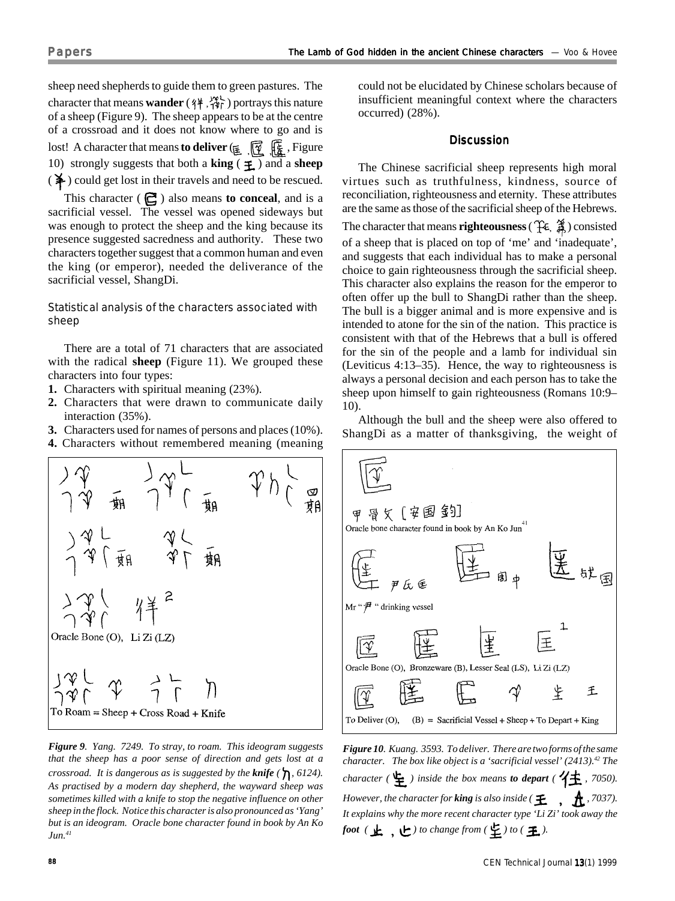sheep need shepherds to guide them to green pastures. The character that means **wander** (徉, 衜) portrays this nature of a sheep (Figure 9). The sheep appears to be at the centre of a crossroad and it does not know where to go and is lost! A character that means **to deliver** (匡, 㔓, 㔓, Figure 10) strongly suggests that both a **king** (王) and a **sheep** (羊) could get lost in their travels and need to be rescued.

This character (匚) also means **to conceal**, and is a sacrificial vessel. The vessel was opened sideways but was enough to protect the sheep and the king because its presence suggested sacredness and authority. These two characters together suggest that a common human and even the king (or emperor), needed the deliverance of the sacrificial vessel, ShangDi.

### Statistical analysis of the characters associated with sheep

There are a total of 71 characters that are associated with the radical **sheep** (Figure 11). We grouped these characters into four types:

1. Characters with spiritual meaning (23%).
2. Characters that were drawn to communicate daily interaction (35%).
3. Characters used for names of persons and places (10%).
4. Characters without remembered meaning (meaning could not be elucidated by Chinese scholars because of insufficient meaningful context where the characters occurred) (28%).

Oracle Bone (O), Li Zi (LZ)

To Roam = Sheep + Cross Road + Knife

*Figure 9. Yang. 7249. To stray, to roam. This ideogram suggests that the sheep has a poor sense of direction and gets lost at a crossroad. It is dangerous as is suggested by the **knife** (ㄉ, 6124). As practised by a modern day shepherd, the wayward sheep was sometimes killed with a knife to stop the negative influence on other sheep in the flock. Notice this character is also pronounced as 'Yang' but is an ideogram. Oracle bone character found in book by An Ko Jun.[41]*

甲骨文 [安国钧]

Oracle bone character found in book by An Ko Jun[41]

Mr "尹" drinking vessel

Oracle Bone (O), Bronzeware (B), Lesser Seal (LS), Li Zi (LZ)

To Deliver (O), (B) = Sacrificial Vessel + Sheep + To Depart + King

*Figure 10. Kuang. 3593. To deliver. There are two forms of the same character. The box like object is a 'sacrificial vessel' (2413).[42] The character (㞷) inside the box means **to depart** (往, 7050). However, the character for **king** is also inside (王, 㞷, 7037). It explains why the more recent character type 'Li Zi' took away the **foot** (止, 㐀) to change from (㞷) to (王).*

## Discussion

The Chinese sacrificial sheep represents high moral virtues such as truthfulness, kindness, source of reconciliation, righteousness and eternity. These attributes are the same as those of the sacrificial sheep of the Hebrews. The character that means **righteousness** (義, 義) consisted of a sheep that is placed on top of 'me' and 'inadequate', and suggests that each individual has to make a personal choice to gain righteousness through the sacrificial sheep. This character also explains the reason for the emperor to often offer up the bull to ShangDi rather than the sheep. The bull is a bigger animal and is more expensive and is intended to atone for the sin of the nation. This practice is consistent with that of the Hebrews that a bull is offered for the sin of the people and a lamb for individual sin (Leviticus 4:13–35). Hence, the way to righteousness is always a personal decision and each person has to take the sheep upon himself to gain righteousness (Romans 10:9–10).

Although the bull and the sheep were also offered to ShangDi as a matter of thanksgiving, the weight of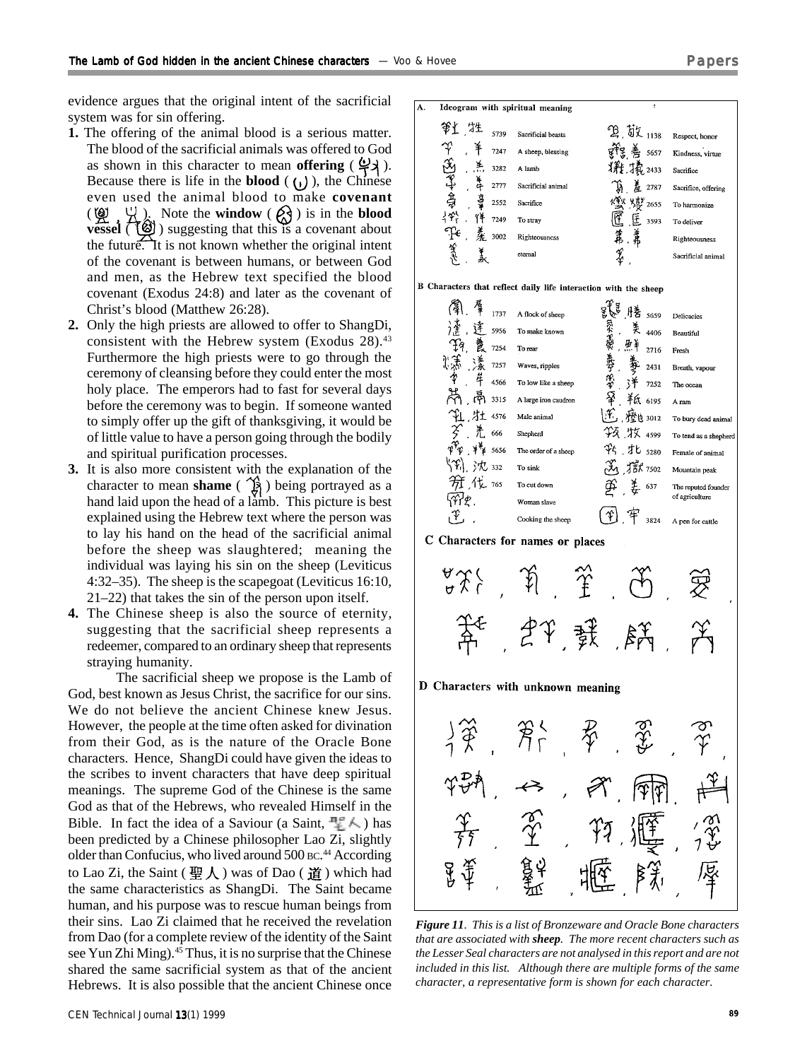evidence argues that the original intent of the sacrificial system was for sin offering.

1. The offering of the animal blood is a serious matter. The blood of the sacrificial animals was offered to God as shown in this character to mean **offering** ( ). Because there is life in the **blood** ( ), the Chinese even used the animal blood to make **covenant** ( , ). Note the **window** ( ) is in the **blood vessel** ( ) suggesting that this is a covenant about the future. It is not known whether the original intent of the covenant is between humans, or between God and men, as the Hebrew text specified the blood covenant (Exodus 24:8) and later as the covenant of Christ's blood (Matthew 26:28).
2. Only the high priests are allowed to offer to ShangDi, consistent with the Hebrew system (Exodus 28).[43] Furthermore the high priests were to go through the ceremony of cleansing before they could enter the most holy place. The emperors had to fast for several days before the ceremony was to begin. If someone wanted to simply offer up the gift of thanksgiving, it would be of little value to have a person going through the bodily and spiritual purification processes.
3. It is also more consistent with the explanation of the character to mean **shame** ( ) being portrayed as a hand laid upon the head of a lamb. This picture is best explained using the Hebrew text where the person was to lay his hand on the head of the sacrificial animal before the sheep was slaughtered; meaning the individual was laying his sin on the sheep (Leviticus 4:32–35). The sheep is the scapegoat (Leviticus 16:10, 21–22) that takes the sin of the person upon itself.
4. The Chinese sheep is also the source of eternity, suggesting that the sacrificial sheep represents a redeemer, compared to an ordinary sheep that represents straying humanity.

The sacrificial sheep we propose is the Lamb of God, best known as Jesus Christ, the sacrifice for our sins. We do not believe the ancient Chinese knew Jesus. However, the people at the time often asked for divination from their God, as is the nature of the Oracle Bone characters. Hence, ShangDi could have given the ideas to the scribes to invent characters that have deep spiritual meanings. The supreme God of the Chinese is the same God as that of the Hebrews, who revealed Himself in the Bible. In fact the idea of a Saviour (a Saint, 聖人) has been predicted by a Chinese philosopher Lao Zi, slightly older than Confucius, who lived around 500 BC.[44] According to Lao Zi, the Saint (聖人) was of Dao (道) which had the same characteristics as ShangDi. The Saint became human, and his purpose was to rescue human beings from their sins. Lao Zi claimed that he received the revelation from Dao (for a complete review of the identity of the Saint see Yun Zhi Ming).[45] Thus, it is no surprise that the Chinese shared the same sacrificial system as that of the ancient Hebrews. It is also possible that the ancient Chinese once

**A. Ideogram with spiritual meaning**

| | | | | |
|---|---|---|---|---|
| 牲 | 5739 | Sacrificial beasts | 敬 1138 | Respect, honor |
| 羊 | 7247 | A sheep, blessing | 善 5657 | Kindness, virtue |
| 羔 | 3282 | A lamb | 犧 2433 | Sacrifice |
| 羊 | 2777 | Sacrificial animal | 羞 2787 | Sacrifice, offering |
| 享 | 2552 | Sacrifice | 燮 2655 | To harmonize |
| 佯 | 7249 | To stray | 匡 3593 | To deliver |
| 義 | 3002 | Righteousness | 弟 | Righteousness |
| 羕 | | eternal | | Sacrificial animal |

**B Characters that reflect daily life interaction with the sheep**

| | | | | |
|---|---|---|---|---|
| 羣 | 1737 | A flock of sheep | 膳 5659 | Delicacies |
| 達 | 5956 | To make known | 美 4406 | Beautiful |
| 養 | 7254 | To rear | 鮮 2716 | Fresh |
| 漾 | 7257 | Waves, ripples | 羹 2431 | Breath, vapour |
| 牟 | 4566 | To low like a sheep | 洋 7252 | The ocean |
| 鬲 | 3315 | A large iron cauldron | 羝 6195 | A ram |
| 牡 | 4576 | Male animal | 瘞 3012 | To bury dead animal |
| 羌 | 666 | Shepherd | 牧 4599 | To tend as a shepherd |
| 羚 | 5656 | The order of a sheep | 牝 5280 | Female of animal |
| 沈 | 332 | To sink | 嶽 7502 | Mountain peak |
| 伐 | 765 | To cut down | 姜 637 | The reputed founder of agriculture |
| | | Woman slave | | |
| | | Cooking the sheep | 牢 3824 | A pen for cattle |

**C Characters for names or places**

**D Characters with unknown meaning**

*Figure 11. This is a list of Bronzeware and Oracle Bone characters that are associated with* ***sheep****. The more recent characters such as the Lesser Seal characters are not analysed in this report and are not included in this list. Although there are multiple forms of the same character, a representative form is shown for each character.*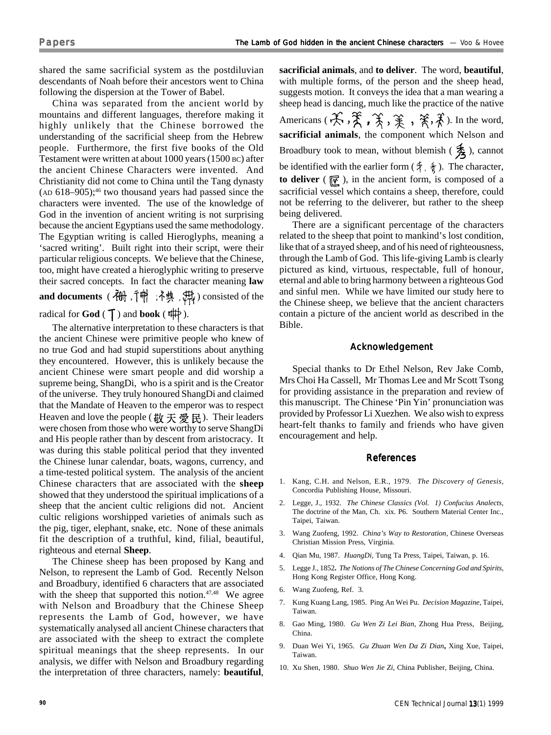shared the same sacrificial system as the postdiluvian descendants of Noah before their ancestors went to China following the dispersion at the Tower of Babel.

China was separated from the ancient world by mountains and different languages, therefore making it highly unlikely that the Chinese borrowed the understanding of the sacrificial sheep from the Hebrew people. Furthermore, the first five books of the Old Testament were written at about 1000 years (1500 BC) after the ancient Chinese Characters were invented. And Christianity did not come to China until the Tang dynasty (AD 618–905);[46] two thousand years had passed since the characters were invented. The use of the knowledge of God in the invention of ancient writing is not surprising because the ancient Egyptians used the same methodology. The Egyptian writing is called Hieroglyphs, meaning a 'sacred writing'. Built right into their script, were their particular religious concepts. We believe that the Chinese, too, might have created a hieroglyphic writing to preserve their sacred concepts. In fact the character meaning **law and documents** (祸, 𥘵; 禮, 𢍰) consisted of the radical for **God** (丅) and **book** (冊).

The alternative interpretation to these characters is that the ancient Chinese were primitive people who knew of no true God and had stupid superstitions about anything they encountered. However, this is unlikely because the ancient Chinese were smart people and did worship a supreme being, ShangDi, who is a spirit and is the Creator of the universe. They truly honoured ShangDi and claimed that the Mandate of Heaven to the emperor was to respect Heaven and love the people (敬天愛民). Their leaders were chosen from those who were worthy to serve ShangDi and His people rather than by descent from aristocracy. It was during this stable political period that they invented the Chinese lunar calendar, boats, wagons, currency, and a time-tested political system. The analysis of the ancient Chinese characters that are associated with the **sheep** showed that they understood the spiritual implications of a sheep that the ancient cultic religions did not. Ancient cultic religions worshipped varieties of animals such as the pig, tiger, elephant, snake, etc. None of these animals fit the description of a truthful, kind, filial, beautiful, righteous and eternal **Sheep**.

The Chinese sheep has been proposed by Kang and Nelson, to represent the Lamb of God. Recently Nelson and Broadbury, identified 6 characters that are associated with the sheep that supported this notion.[47,48] We agree with Nelson and Broadbury that the Chinese Sheep represents the Lamb of God, however, we have systematically analysed all ancient Chinese characters that are associated with the sheep to extract the complete spiritual meanings that the sheep represents. In our analysis, we differ with Nelson and Broadbury regarding the interpretation of three characters, namely: **beautiful**, **sacrificial animals**, and **to deliver**. The word, **beautiful**, with multiple forms, of the person and the sheep head, suggests motion. It conveys the idea that a man wearing a sheep head is dancing, much like the practice of the native Americans (𦍌, 𦍌, 𦍌, 𦍌, 𦍌, 𦍌). In the word, **sacrificial animals**, the component which Nelson and Broadbury took to mean, without blemish (𦍌), cannot be identified with the earlier form (𦍌, 𦍌). The character, **to deliver** (𦍌), in the ancient form, is composed of a sacrificial vessel which contains a sheep, therefore, could not be referring to the deliverer, but rather to the sheep being delivered.

There are a significant percentage of the characters related to the sheep that point to mankind's lost condition, like that of a strayed sheep, and of his need of righteousness, through the Lamb of God. This life-giving Lamb is clearly pictured as kind, virtuous, respectable, full of honour, eternal and able to bring harmony between a righteous God and sinful men. While we have limited our study here to the Chinese sheep, we believe that the ancient characters contain a picture of the ancient world as described in the Bible.

## Acknowledgement

Special thanks to Dr Ethel Nelson, Rev Jake Comb, Mrs Choi Ha Cassell, Mr Thomas Lee and Mr Scott Tsong for providing assistance in the preparation and review of this manuscript. The Chinese 'Pin Yin' pronunciation was provided by Professor Li Xuezhen. We also wish to express heart-felt thanks to family and friends who have given encouragement and help.

## References

1. Kang, C.H. and Nelson, E.R., 1979. *The Discovery of Genesis*, Concordia Publishing House, Missouri.
2. Legge, J., 1932. *The Chinese Classics (Vol. 1) Confucius Analects*, The doctrine of the Man, Ch. xix. P6. Southern Material Center Inc., Taipei, Taiwan.
3. Wang Zuofeng, 1992. *China's Way to Restoration*, Chinese Overseas Christian Mission Press, Virginia.
4. Qian Mu, 1987. *HuangDi*, Tung Ta Press, Taipei, Taiwan, p. 16.
5. Legge J., 1852. *The Notions of The Chinese Concerning God and Spirits*, Hong Kong Register Office, Hong Kong.
6. Wang Zuofeng, Ref. 3.
7. Kung Kuang Lang, 1985. Ping An Wei Pu. *Decision Magazine*, Taipei, Taiwan.
8. Gao Ming, 1980. *Gu Wen Zi Lei Bian*, Zhong Hua Press, Beijing, China.
9. Duan Wei Yi, 1965. *Gu Zhuan Wen Da Zi Dian*, Xing Xue, Taipei, Taiwan.
10. Xu Shen, 1980. *Shuo Wen Jie Zi*, China Publisher, Beijing, China.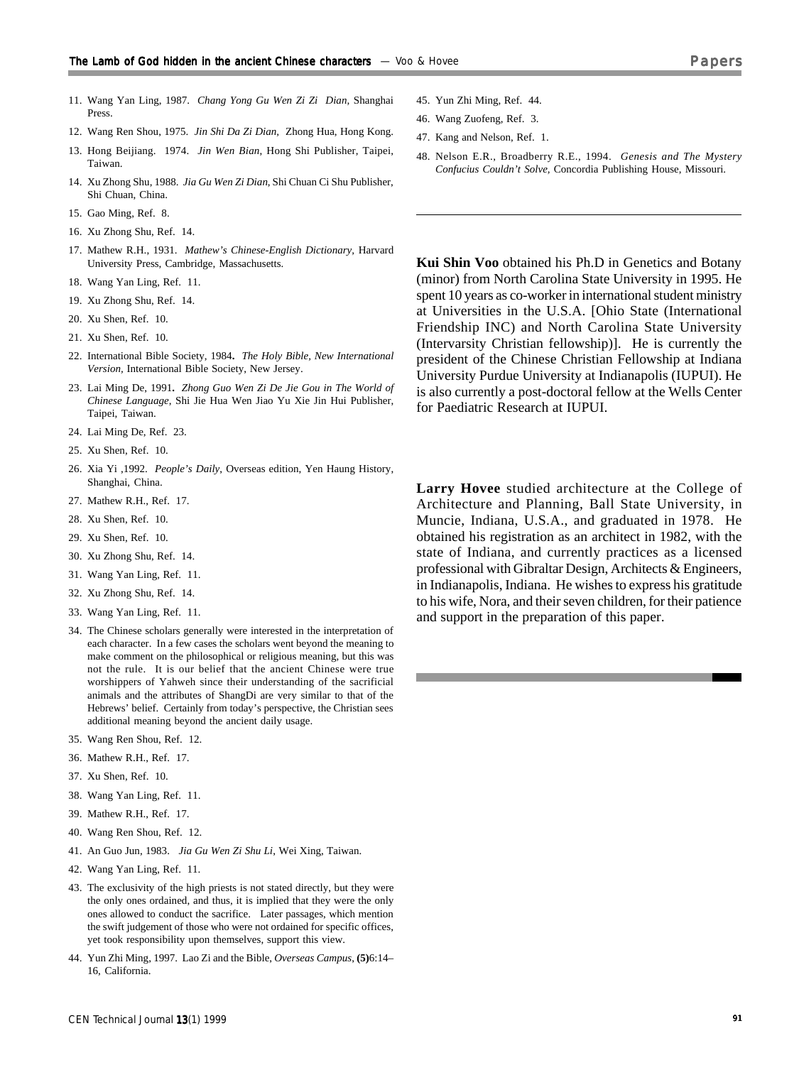11. Wang Yan Ling, 1987. *Chang Yong Gu Wen Zi Zi Dian*, Shanghai Press.
12. Wang Ren Shou, 1975. *Jin Shi Da Zi Dian*, Zhong Hua, Hong Kong.
13. Hong Beijiang. 1974. *Jin Wen Bian*, Hong Shi Publisher, Taipei, Taiwan.
14. Xu Zhong Shu, 1988. *Jia Gu Wen Zi Dian*, Shi Chuan Ci Shu Publisher, Shi Chuan, China.
15. Gao Ming, Ref. 8.
16. Xu Zhong Shu, Ref. 14.
17. Mathew R.H., 1931. *Mathew's Chinese-English Dictionary*, Harvard University Press, Cambridge, Massachusetts.
18. Wang Yan Ling, Ref. 11.
19. Xu Zhong Shu, Ref. 14.
20. Xu Shen, Ref. 10.
21. Xu Shen, Ref. 10.
22. International Bible Society, 1984**.** *The Holy Bible, New International Version*, International Bible Society, New Jersey.
23. Lai Ming De, 1991**.** *Zhong Guo Wen Zi De Jie Gou in The World of Chinese Language*, Shi Jie Hua Wen Jiao Yu Xie Jin Hui Publisher, Taipei, Taiwan.
24. Lai Ming De, Ref. 23.
25. Xu Shen, Ref. 10.
26. Xia Yi ,1992. *People's Daily*, Overseas edition, Yen Haung History, Shanghai, China.
27. Mathew R.H., Ref. 17.
28. Xu Shen, Ref. 10.
29. Xu Shen, Ref. 10.
30. Xu Zhong Shu, Ref. 14.
31. Wang Yan Ling, Ref. 11.
32. Xu Zhong Shu, Ref. 14.
33. Wang Yan Ling, Ref. 11.
34. The Chinese scholars generally were interested in the interpretation of each character. In a few cases the scholars went beyond the meaning to make comment on the philosophical or religious meaning, but this was not the rule. It is our belief that the ancient Chinese were true worshippers of Yahweh since their understanding of the sacrificial animals and the attributes of ShangDi are very similar to that of the Hebrews' belief. Certainly from today's perspective, the Christian sees additional meaning beyond the ancient daily usage.
35. Wang Ren Shou, Ref. 12.
36. Mathew R.H., Ref. 17.
37. Xu Shen, Ref. 10.
38. Wang Yan Ling, Ref. 11.
39. Mathew R.H., Ref. 17.
40. Wang Ren Shou, Ref. 12.
41. An Guo Jun, 1983. *Jia Gu Wen Zi Shu Li*, Wei Xing, Taiwan.
42. Wang Yan Ling, Ref. 11.
43. The exclusivity of the high priests is not stated directly, but they were the only ones ordained, and thus, it is implied that they were the only ones allowed to conduct the sacrifice. Later passages, which mention the swift judgement of those who were not ordained for specific offices, yet took responsibility upon themselves, support this view.
44. Yun Zhi Ming, 1997. Lao Zi and the Bible, *Overseas Campus*, **(5)**6:14–16, California.
45. Yun Zhi Ming, Ref. 44.
46. Wang Zuofeng, Ref. 3.
47. Kang and Nelson, Ref. 1.
48. Nelson E.R., Broadberry R.E., 1994. *Genesis and The Mystery Confucius Couldn't Solve*, Concordia Publishing House, Missouri.

---

**Kui Shin Voo** obtained his Ph.D in Genetics and Botany (minor) from North Carolina State University in 1995. He spent 10 years as co-worker in international student ministry at Universities in the U.S.A. [Ohio State (International Friendship INC) and North Carolina State University (Intervarsity Christian fellowship)]. He is currently the president of the Chinese Christian Fellowship at Indiana University Purdue University at Indianapolis (IUPUI). He is also currently a post-doctoral fellow at the Wells Center for Paediatric Research at IUPUI.

**Larry Hovee** studied architecture at the College of Architecture and Planning, Ball State University, in Muncie, Indiana, U.S.A., and graduated in 1978. He obtained his registration as an architect in 1982, with the state of Indiana, and currently practices as a licensed professional with Gibraltar Design, Architects & Engineers, in Indianapolis, Indiana. He wishes to express his gratitude to his wife, Nora, and their seven children, for their patience and support in the preparation of this paper.